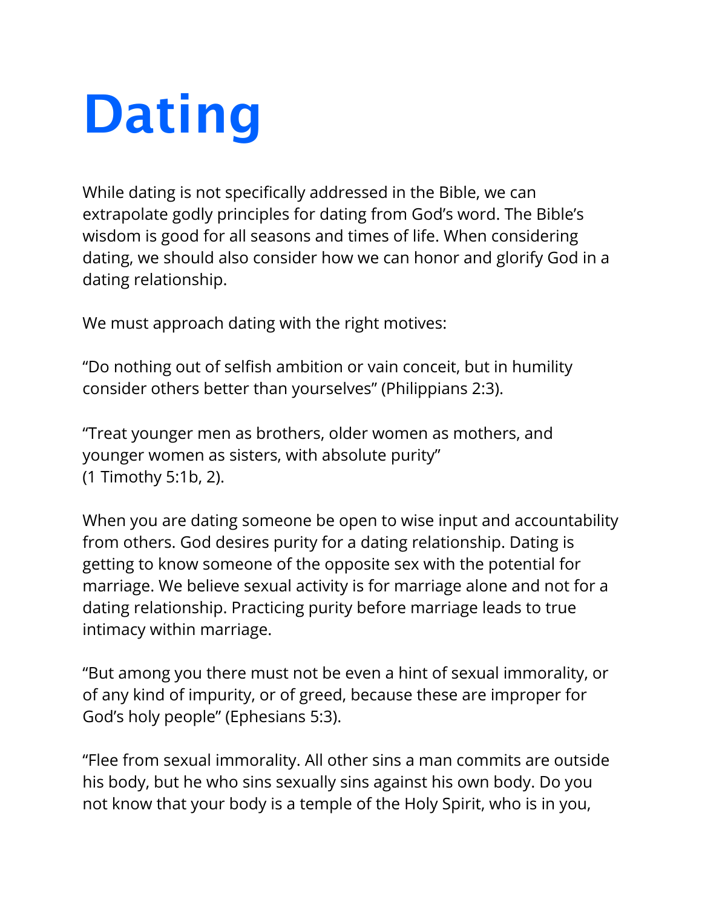# Dating

While dating is not specifically addressed in the Bible, we can extrapolate godly principles for dating from God's word. The Bible's wisdom is good for all seasons and times of life. When considering dating, we should also consider how we can honor and glorify God in a dating relationship.

We must approach dating with the right motives:

"Do nothing out of selfish ambition or vain conceit, but in humility consider others better than yourselves" (Philippians 2:3).

"Treat younger men as brothers, older women as mothers, and younger women as sisters, with absolute purity" (1 Timothy 5:1b, 2).

When you are dating someone be open to wise input and accountability from others. God desires purity for a dating relationship. Dating is getting to know someone of the opposite sex with the potential for marriage. We believe sexual activity is for marriage alone and not for a dating relationship. Practicing purity before marriage leads to true intimacy within marriage.

"But among you there must not be even a hint of sexual immorality, or of any kind of impurity, or of greed, because these are improper for God's holy people" (Ephesians 5:3).

"Flee from sexual immorality. All other sins a man commits are outside his body, but he who sins sexually sins against his own body. Do you not know that your body is a temple of the Holy Spirit, who is in you,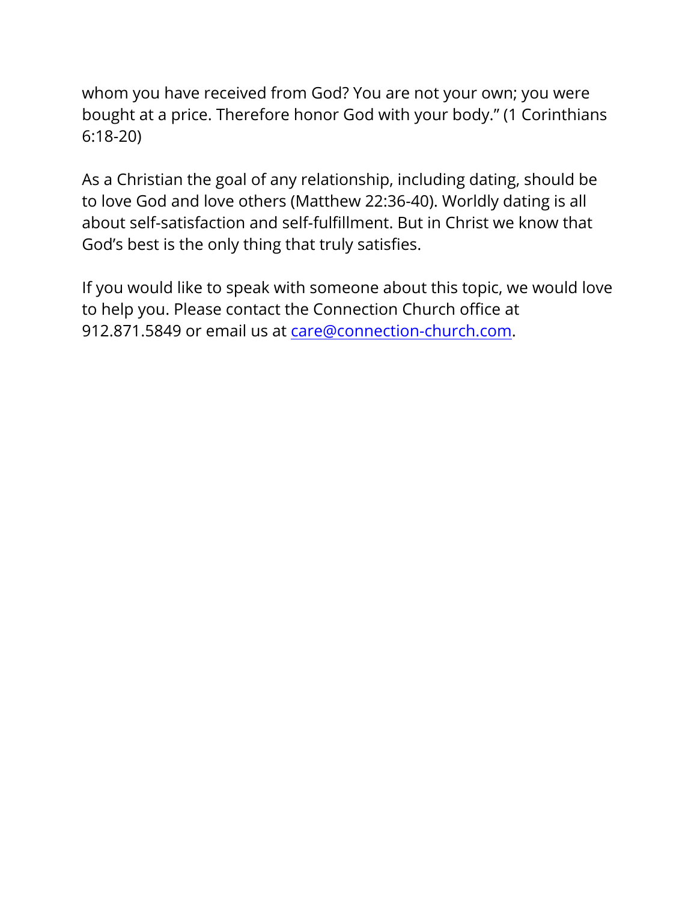whom you have received from God? You are not your own; you were bought at a price. Therefore honor God with your body." (1 Corinthians 6:18-20)

As a Christian the goal of any relationship, including dating, should be to love God and love others (Matthew 22:36-40). Worldly dating is all about self-satisfaction and self-fulfillment. But in Christ we know that God's best is the only thing that truly satisfies.

If you would like to speak with someone about this topic, we would love to help you. Please contact the Connection Church office at 912.871.5849 or email us at [care@connection-church.com](mailto:care@connection-church.com).